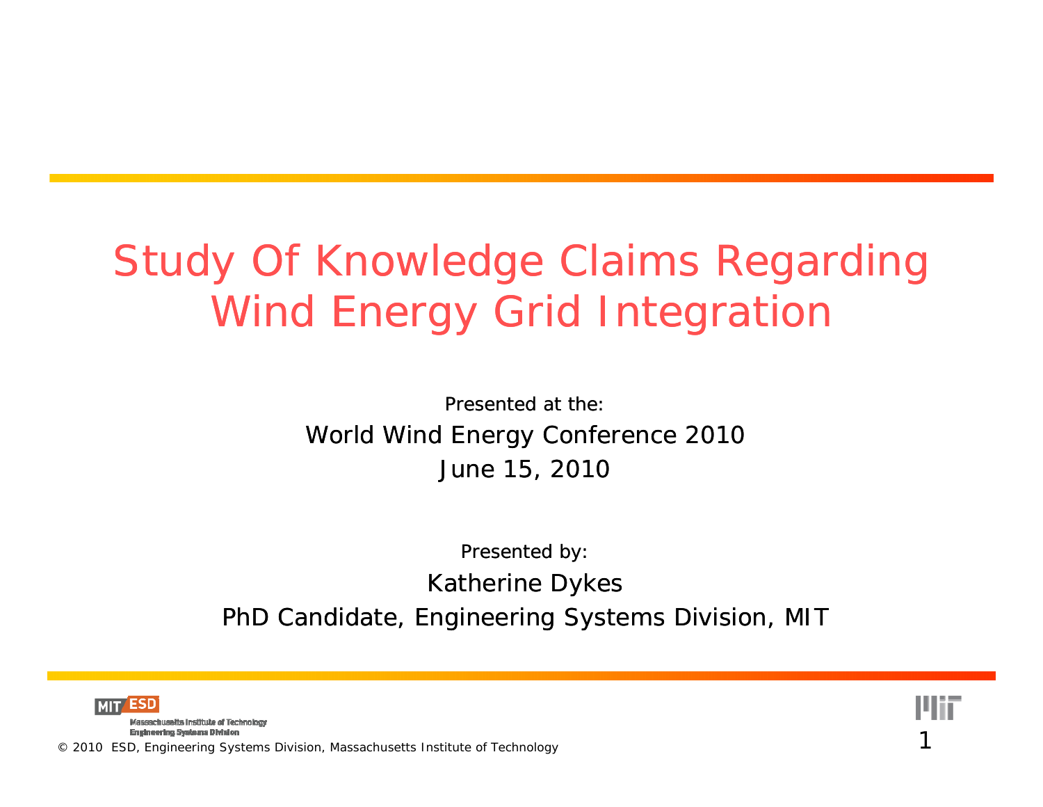# Study Of Knowledge Claims Regarding Wind Energy Grid Integration

Presented at the:

World Wind Energy Conference 2010

June 15, 2010

Presented by:

Katherine Dykes

PhD Candidate, Engineering Systems Division, MIT

© 2010 ESD, Engineering Systems Division, Massachusetts Institute of Technology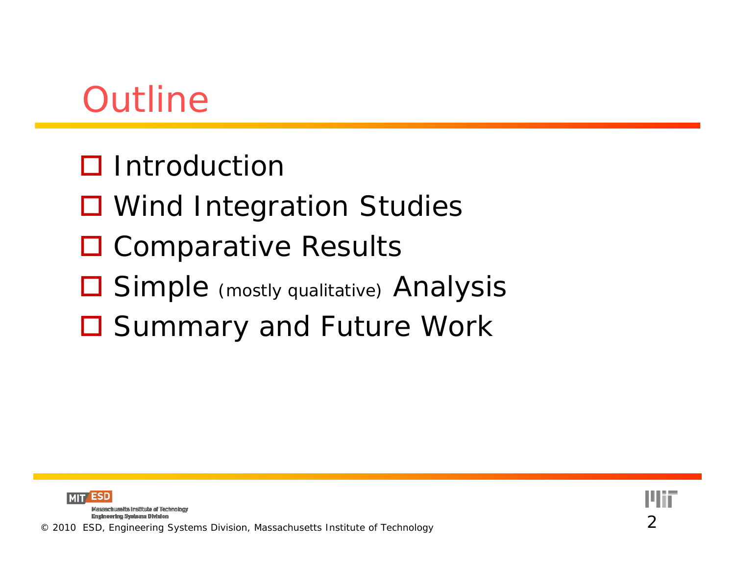# Outline

- Introduction
- Wind Integration Studies
- Comparative Results
- Simple (mostly qualitative) Analysis
- Summary and Future Work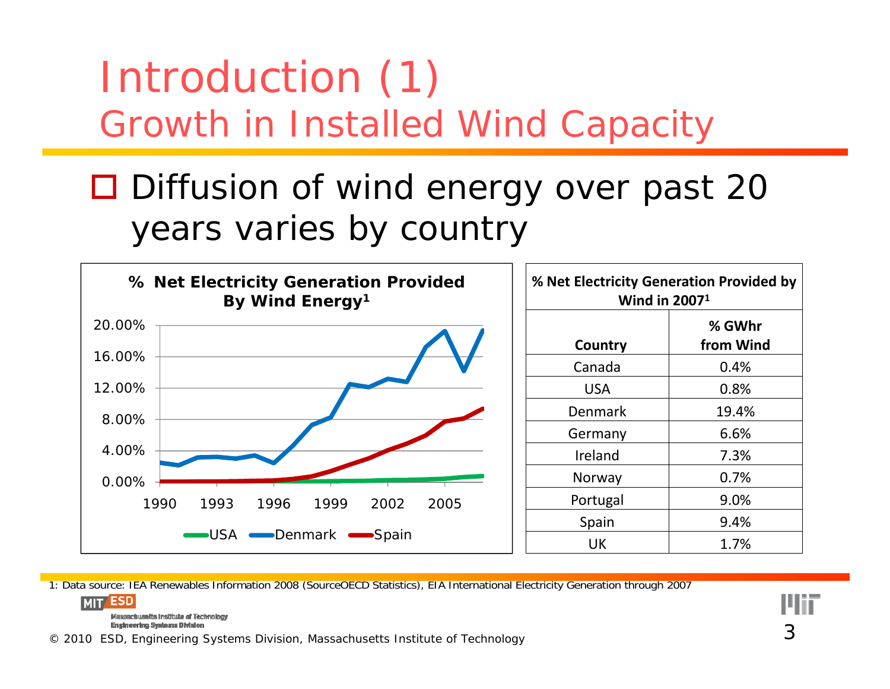# Introduction (1)

## Growth in Installed Wind Capacity

- Diffusion of wind energy over past 20 years varies by country

**% Net Electricity Generation Provided By Wind Energy[1]**

20.00%
16.00%
12.00%
8.00%
4.00%
0.00%

1990 1993 1996 1999 2002 2005

USA Denmark Spain

| **% Net Electricity Generation Provided by Wind in 2007[1]** | |
|---|---|
| **Country** | **% GWhr from Wind** |
| Canada | 0.4% |
| USA | 0.8% |
| Denmark | 19.4% |
| Germany | 6.6% |
| Ireland | 7.3% |
| Norway | 0.7% |
| Portugal | 9.0% |
| Spain | 9.4% |
| UK | 1.7% |

1: Data source: IEA Renewables Information 2008 (SourceOECD Statistics), EIA International Electricity Generation through 2007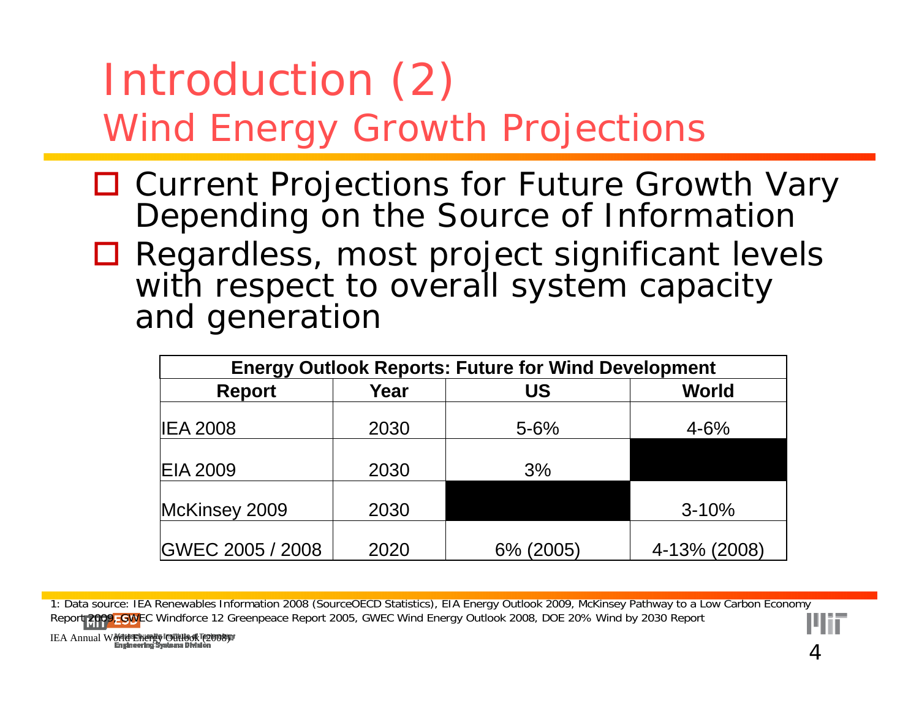# Introduction (2)
## Wind Energy Growth Projections

- Current Projections for Future Growth Vary Depending on the Source of Information
- Regardless, most project significant levels with respect to overall system capacity and generation

| Energy Outlook Reports: Future for Wind Development | | | |
|---|---|---|---|
| **Report** | **Year** | **US** | **World** |
| IEA 2008 | 2030 | 5-6% | 4-6% |
| EIA 2009 | 2030 | 3% | |
| McKinsey 2009 | 2030 | | 3-10% |
| GWEC 2005 / 2008 | 2020 | 6% (2005) | 4-13% (2008) |

1: Data source: IEA Renewables Information 2008 (SourceOECD Statistics), EIA Energy Outlook 2009, McKinsey Pathway to a Low Carbon Economy Report 2009, GWEC Windforce 12 Greenpeace Report 2005, GWEC Wind Energy Outlook 2008, DOE 20% Wind by 2030 Report

IEA Annual World Energy Outlook (2008)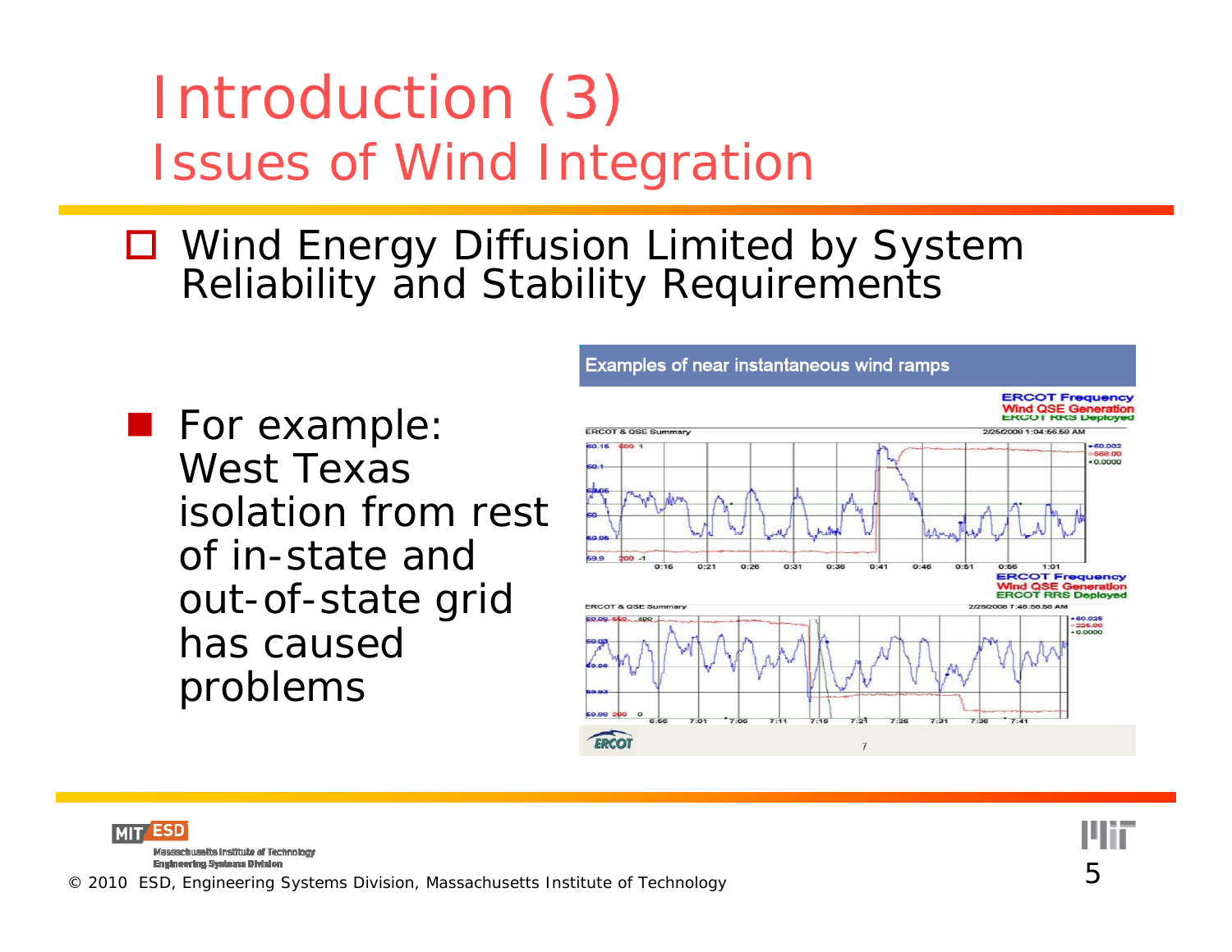# Introduction (3)

## Issues of Wind Integration

- Wind Energy Diffusion Limited by System Reliability and Stability Requirements
  - For example: West Texas isolation from rest of in-state and out-of-state grid has caused problems

Examples of near instantaneous wind ramps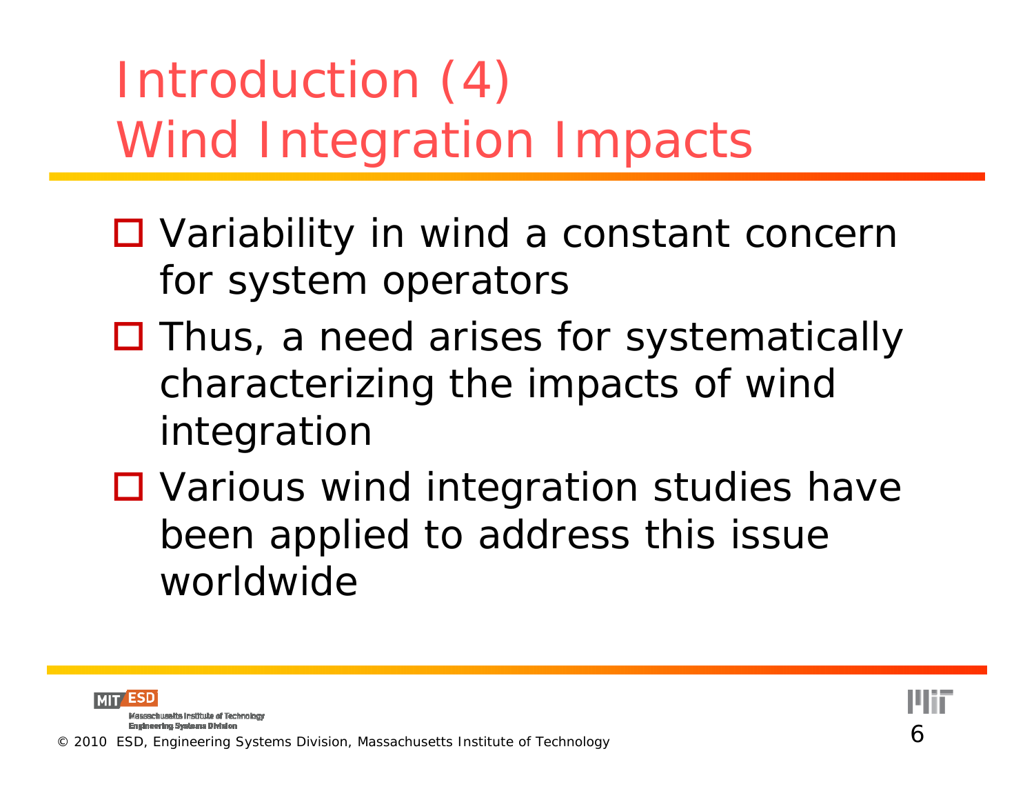# Introduction (4)
# Wind Integration Impacts

- Variability in wind a constant concern for system operators
- Thus, a need arises for systematically characterizing the impacts of wind integration
- Various wind integration studies have been applied to address this issue worldwide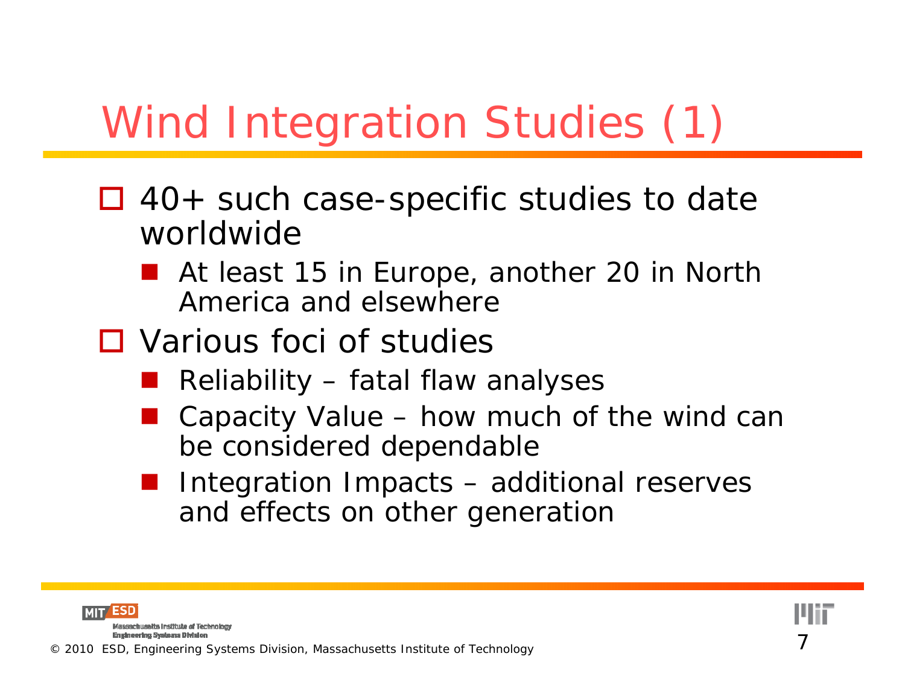# Wind Integration Studies (1)

- 40+ such case-specific studies to date worldwide
  - At least 15 in Europe, another 20 in North America and elsewhere
- Various foci of studies
  - Reliability – fatal flaw analyses
  - Capacity Value – how much of the wind can be considered dependable
  - Integration Impacts – additional reserves and effects on other generation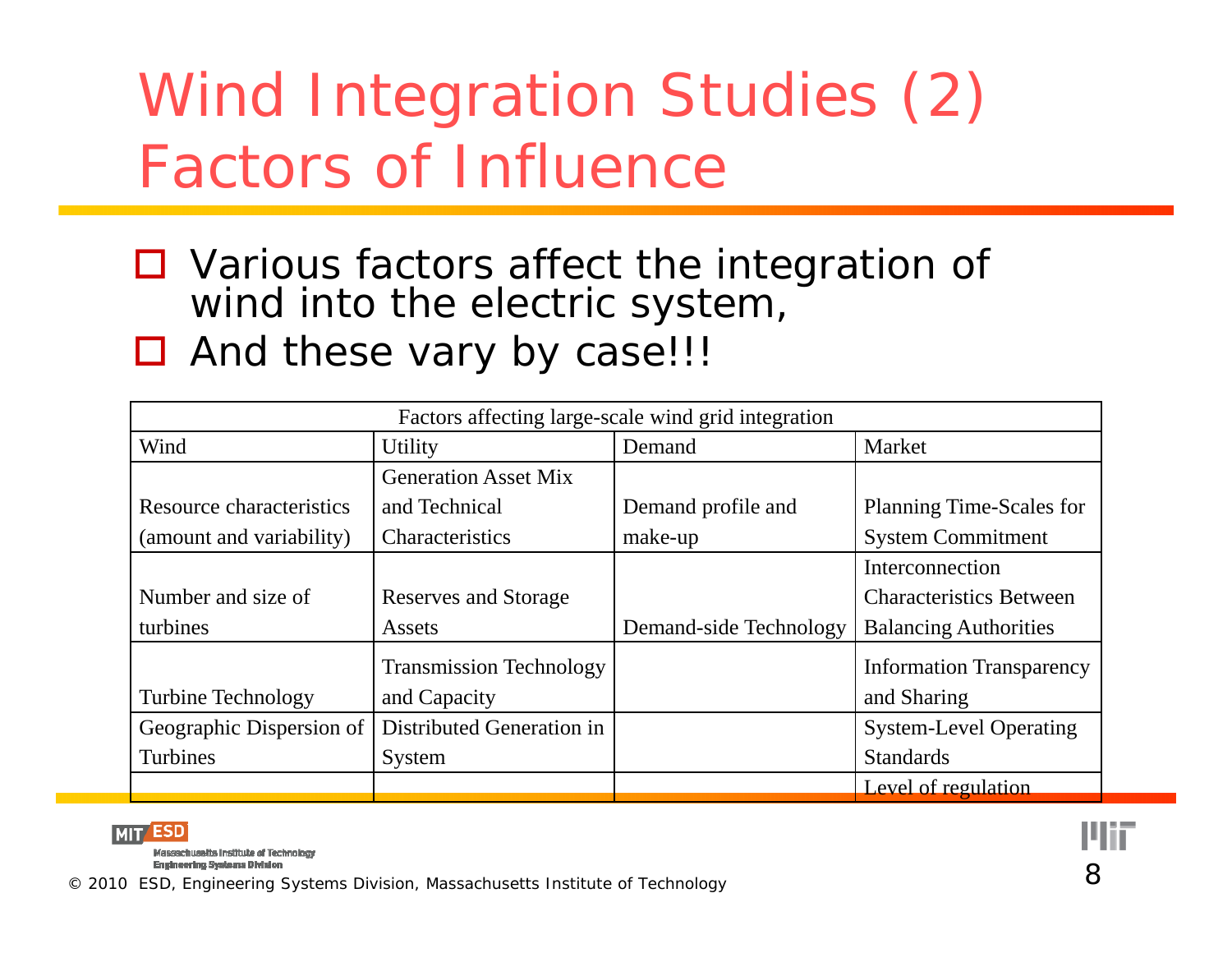# Wind Integration Studies (2) Factors of Influence

- Various factors affect the integration of wind into the electric system,
- And these vary by case!!!

| Factors affecting large-scale wind grid integration | | | |
|---|---|---|---|
| Wind | Utility | Demand | Market |
| Resource characteristics (amount and variability) | Generation Asset Mix and Technical Characteristics | Demand profile and make-up | Planning Time-Scales for System Commitment |
| Number and size of turbines | Reserves and Storage Assets | Demand-side Technology | Interconnection Characteristics Between Balancing Authorities |
| Turbine Technology | Transmission Technology and Capacity | | Information Transparency and Sharing |
| Geographic Dispersion of Turbines | Distributed Generation in System | | System-Level Operating Standards |
| | | | Level of regulation |

© 2010 ESD, Engineering Systems Division, Massachusetts Institute of Technology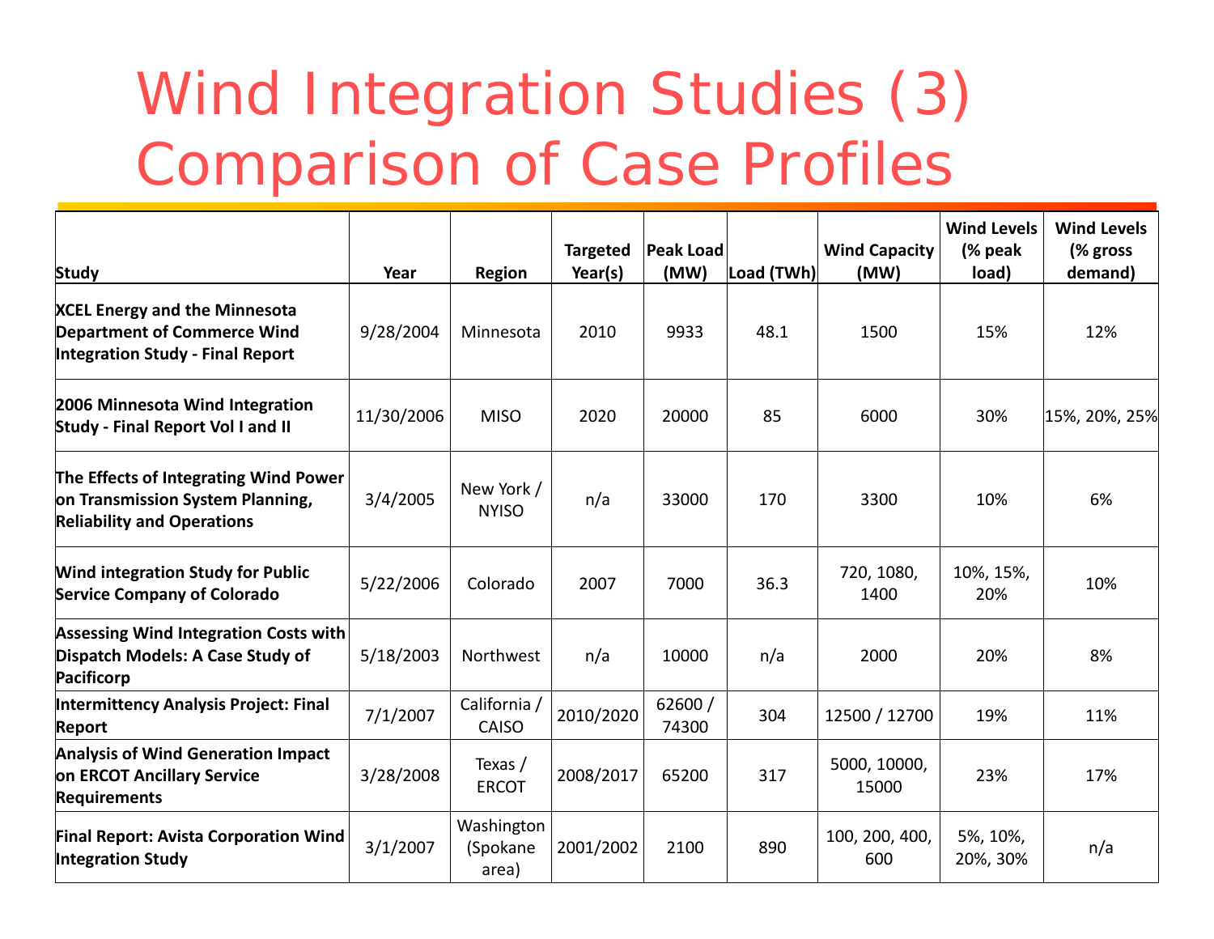# Wind Integration Studies (3) Comparison of Case Profiles

| Study | Year | Region | Targeted Year(s) | Peak Load (MW) | Load (TWh) | Wind Capacity (MW) | Wind Levels (% peak load) | Wind Levels (% gross demand) |
|---|---|---|---|---|---|---|---|---|
| **XCEL Energy and the Minnesota Department of Commerce Wind Integration Study - Final Report** | 9/28/2004 | Minnesota | 2010 | 9933 | 48.1 | 1500 | 15% | 12% |
| **2006 Minnesota Wind Integration Study - Final Report Vol I and II** | 11/30/2006 | MISO | 2020 | 20000 | 85 | 6000 | 30% | 15%, 20%, 25% |
| **The Effects of Integrating Wind Power on Transmission System Planning, Reliability and Operations** | 3/4/2005 | New York / NYISO | n/a | 33000 | 170 | 3300 | 10% | 6% |
| **Wind integration Study for Public Service Company of Colorado** | 5/22/2006 | Colorado | 2007 | 7000 | 36.3 | 720, 1080, 1400 | 10%, 15%, 20% | 10% |
| **Assessing Wind Integration Costs with Dispatch Models: A Case Study of Pacificorp** | 5/18/2003 | Northwest | n/a | 10000 | n/a | 2000 | 20% | 8% |
| **Intermittency Analysis Project: Final Report** | 7/1/2007 | California / CAISO | 2010/2020 | 62600 / 74300 | 304 | 12500 / 12700 | 19% | 11% |
| **Analysis of Wind Generation Impact on ERCOT Ancillary Service Requirements** | 3/28/2008 | Texas / ERCOT | 2008/2017 | 65200 | 317 | 5000, 10000, 15000 | 23% | 17% |
| **Final Report: Avista Corporation Wind Integration Study** | 3/1/2007 | Washington (Spokane area) | 2001/2002 | 2100 | 890 | 100, 200, 400, 600 | 5%, 10%, 20%, 30% | n/a |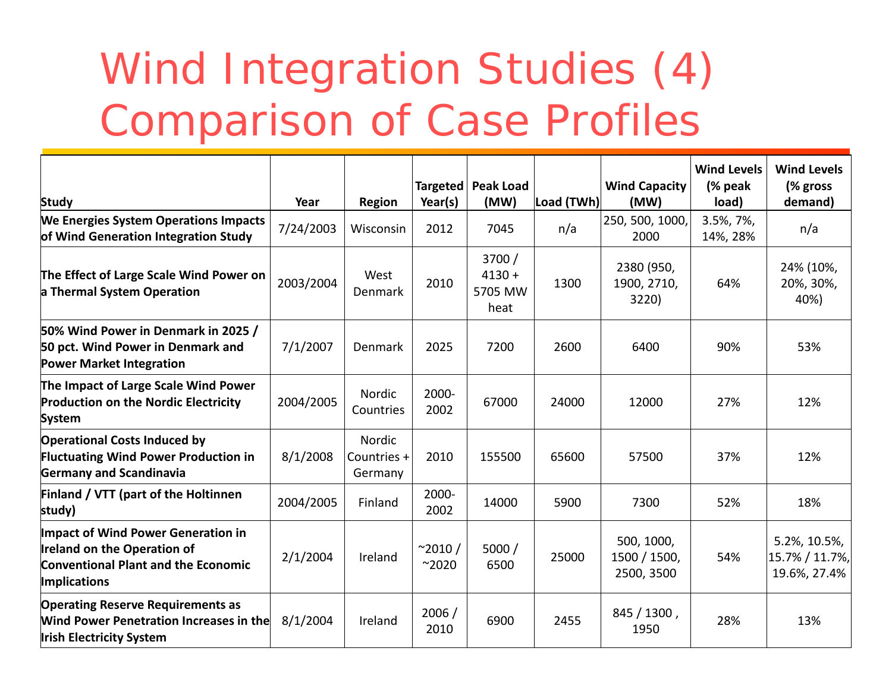# Wind Integration Studies (4) Comparison of Case Profiles

| Study | Year | Region | Targeted Year(s) | Peak Load (MW) | Load (TWh) | Wind Capacity (MW) | Wind Levels (% peak load) | Wind Levels (% gross demand) |
|---|---|---|---|---|---|---|---|---|
| **We Energies System Operations Impacts of Wind Generation Integration Study** | 7/24/2003 | Wisconsin | 2012 | 7045 | n/a | 250, 500, 1000, 2000 | 3.5%, 7%, 14%, 28% | n/a |
| **The Effect of Large Scale Wind Power on a Thermal System Operation** | 2003/2004 | West Denmark | 2010 | 3700 / 4130 + 5705 MW heat | 1300 | 2380 (950, 1900, 2710, 3220) | 64% | 24% (10%, 20%, 30%, 40%) |
| **50% Wind Power in Denmark in 2025 / 50 pct. Wind Power in Denmark and Power Market Integration** | 7/1/2007 | Denmark | 2025 | 7200 | 2600 | 6400 | 90% | 53% |
| **The Impact of Large Scale Wind Power Production on the Nordic Electricity System** | 2004/2005 | Nordic Countries | 2000-2002 | 67000 | 24000 | 12000 | 27% | 12% |
| **Operational Costs Induced by Fluctuating Wind Power Production in Germany and Scandinavia** | 8/1/2008 | Nordic Countries + Germany | 2010 | 155500 | 65600 | 57500 | 37% | 12% |
| **Finland / VTT (part of the Holtinnen study)** | 2004/2005 | Finland | 2000-2002 | 14000 | 5900 | 7300 | 52% | 18% |
| **Impact of Wind Power Generation in Ireland on the Operation of Conventional Plant and the Economic Implications** | 2/1/2004 | Ireland | ~2010 / ~2020 | 5000 / 6500 | 25000 | 500, 1000, 1500 / 1500, 2500, 3500 | 54% | 5.2%, 10.5%, 15.7% / 11.7%, 19.6%, 27.4% |
| **Operating Reserve Requirements as Wind Power Penetration Increases in the Irish Electricity System** | 8/1/2004 | Ireland | 2006 / 2010 | 6900 | 2455 | 845 / 1300 , 1950 | 28% | 13% |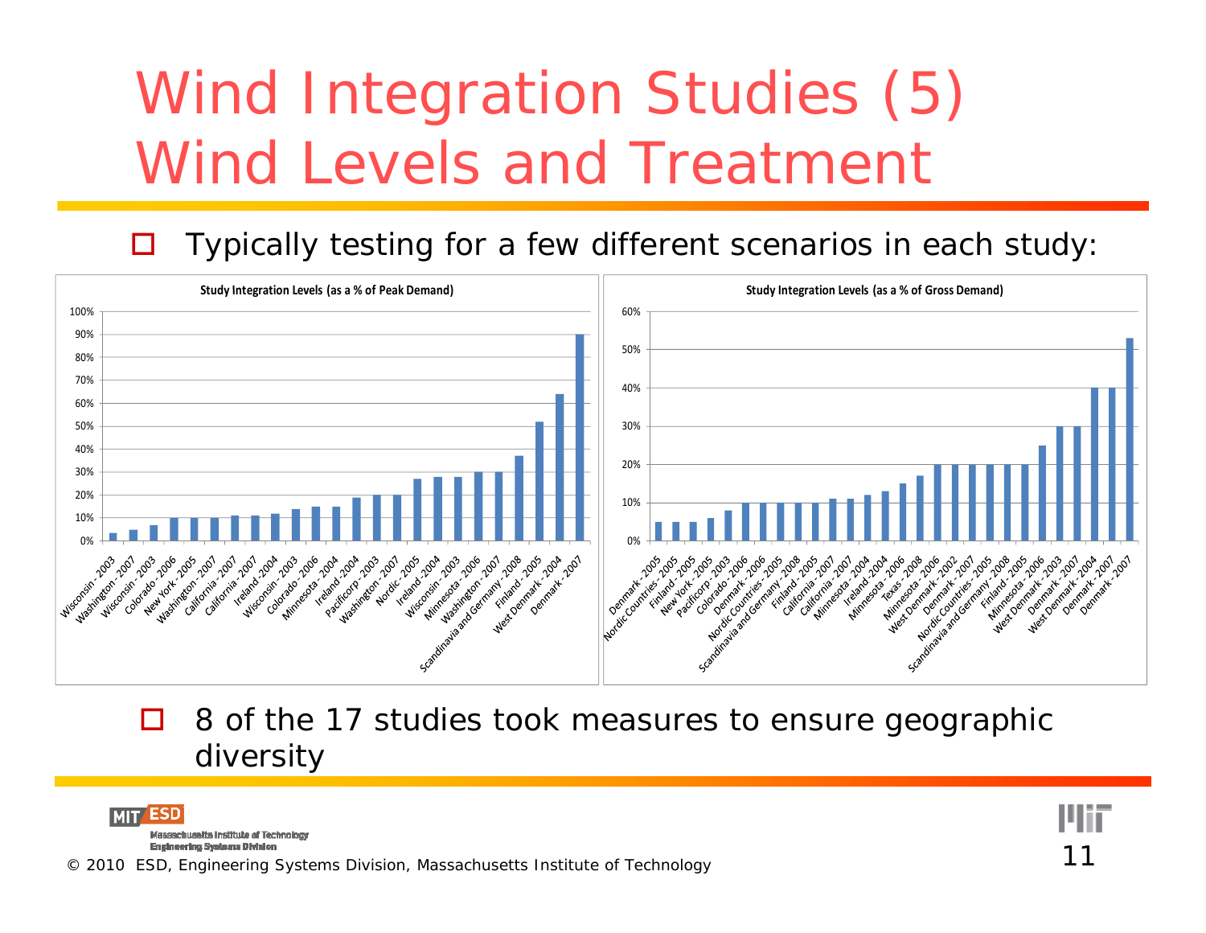# Wind Integration Studies (5) Wind Levels and Treatment

- Typically testing for a few different scenarios in each study:

**Study Integration Levels (as a % of Peak Demand)**

| Study | % of Peak Demand |
|---|---|
| Wisconsin - 2003 | 3% |
| Washington - 2007 | 5% |
| Wisconsin - 2003 | 7% |
| Colorado - 2006 | 10% |
| New York - 2005 | 10% |
| Washington - 2007 | 10% |
| California - 2007 | 11% |
| California - 2007 | 11% |
| Ireland - 2004 | 12% |
| Wisconsin - 2003 | 14% |
| Colorado - 2006 | 15% |
| Minnesota - 2004 | 15% |
| Ireland - 2004 | 19% |
| Pacificorp - 2003 | 20% |
| Washington - 2007 | 20% |
| Nordic - 2005 | 27% |
| Ireland - 2004 | 28% |
| Wisconsin - 2003 | 28% |
| Minnesota - 2006 | 30% |
| Washington - 2007 | 30% |
| Scandinavia and Germany - 2008 | 37% |
| Finland - 2005 | 52% |
| West Denmark - 2004 | 64% |
| Denmark - 2007 | 90% |

**Study Integration Levels (as a % of Gross Demand)**

| Study | % of Gross Demand |
|---|---|
| Denmark - 2005 | 5% |
| Nordic Countries - 2005 | 5% |
| Finland - 2005 | 5% |
| New York - 2005 | 6% |
| Pacificorp - 2003 | 8% |
| Colorado - 2006 | 10% |
| Denmark - 2006 | 10% |
| Nordic Countries - 2005 | 10% |
| Scandinavia and Germany - 2008 | 10% |
| Finland - 2005 | 10% |
| California - 2007 | 11% |
| California - 2007 | 11% |
| Minnesota - 2004 | 12% |
| Ireland - 2004 | 13% |
| Minnesota - 2006 | 15% |
| Texas - 2008 | 17% |
| Minnesota - 2006 | 20% |
| West Denmark - 2002 | 20% |
| Denmark - 2007 | 20% |
| Nordic Countries - 2005 | 20% |
| Scandinavia and Germany - 2008 | 20% |
| Finland - 2005 | 20% |
| Minnesota - 2006 | 25% |
| West Denmark - 2003 | 30% |
| Denmark - 2007 | 30% |
| West Denmark - 2004 | 40% |
| Denmark - 2007 | 40% |
| Denmark - 2007 | 53% |

- 8 of the 17 studies took measures to ensure geographic diversity

© 2010 ESD, Engineering Systems Division, Massachusetts Institute of Technology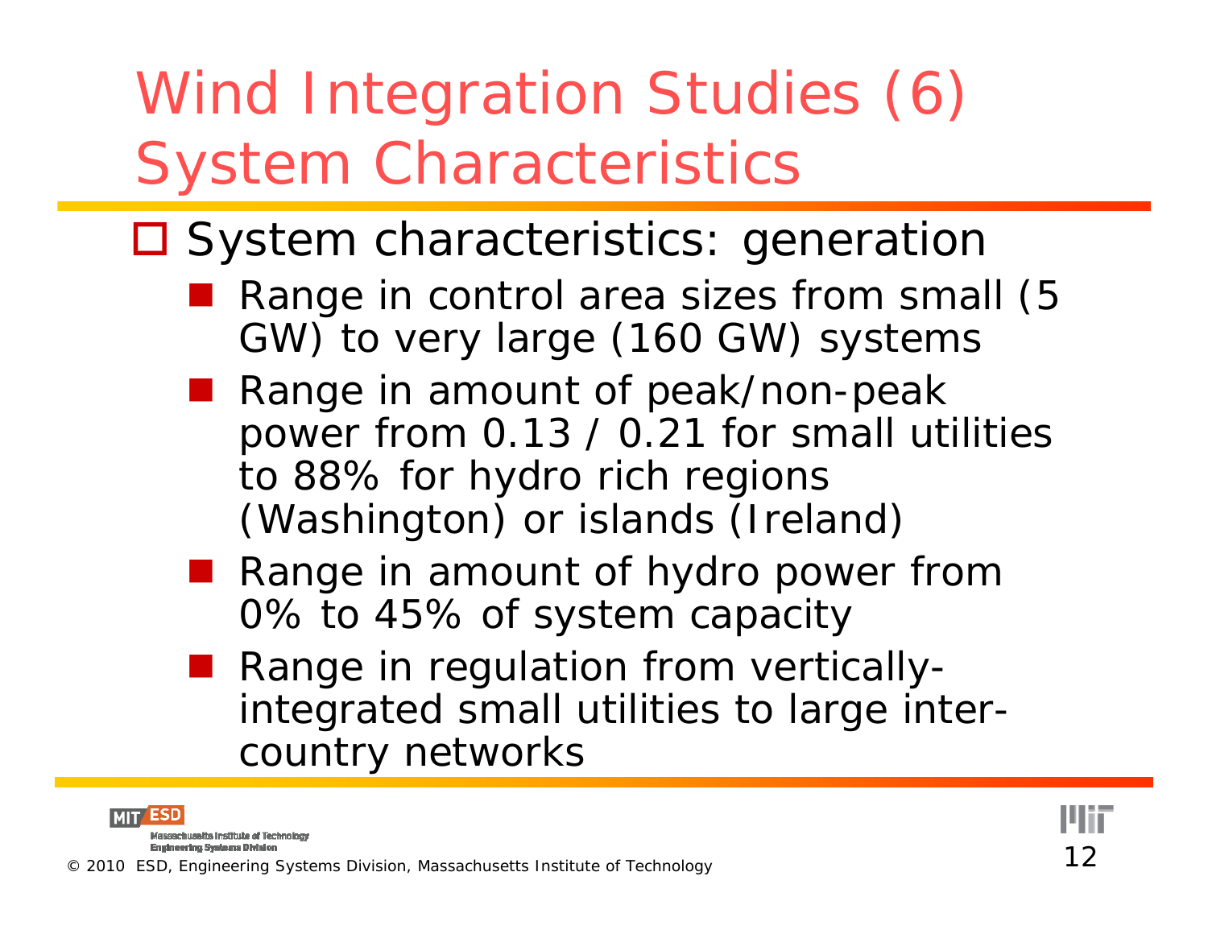# Wind Integration Studies (6) System Characteristics

- System characteristics: generation
  - Range in control area sizes from small (5 GW) to very large (160 GW) systems
  - Range in amount of peak/non-peak power from 0.13 / 0.21 for small utilities to 88% for hydro rich regions (Washington) or islands (Ireland)
  - Range in amount of hydro power from 0% to 45% of system capacity
  - Range in regulation from vertically-integrated small utilities to large inter-country networks

© 2010 ESD, Engineering Systems Division, Massachusetts Institute of Technology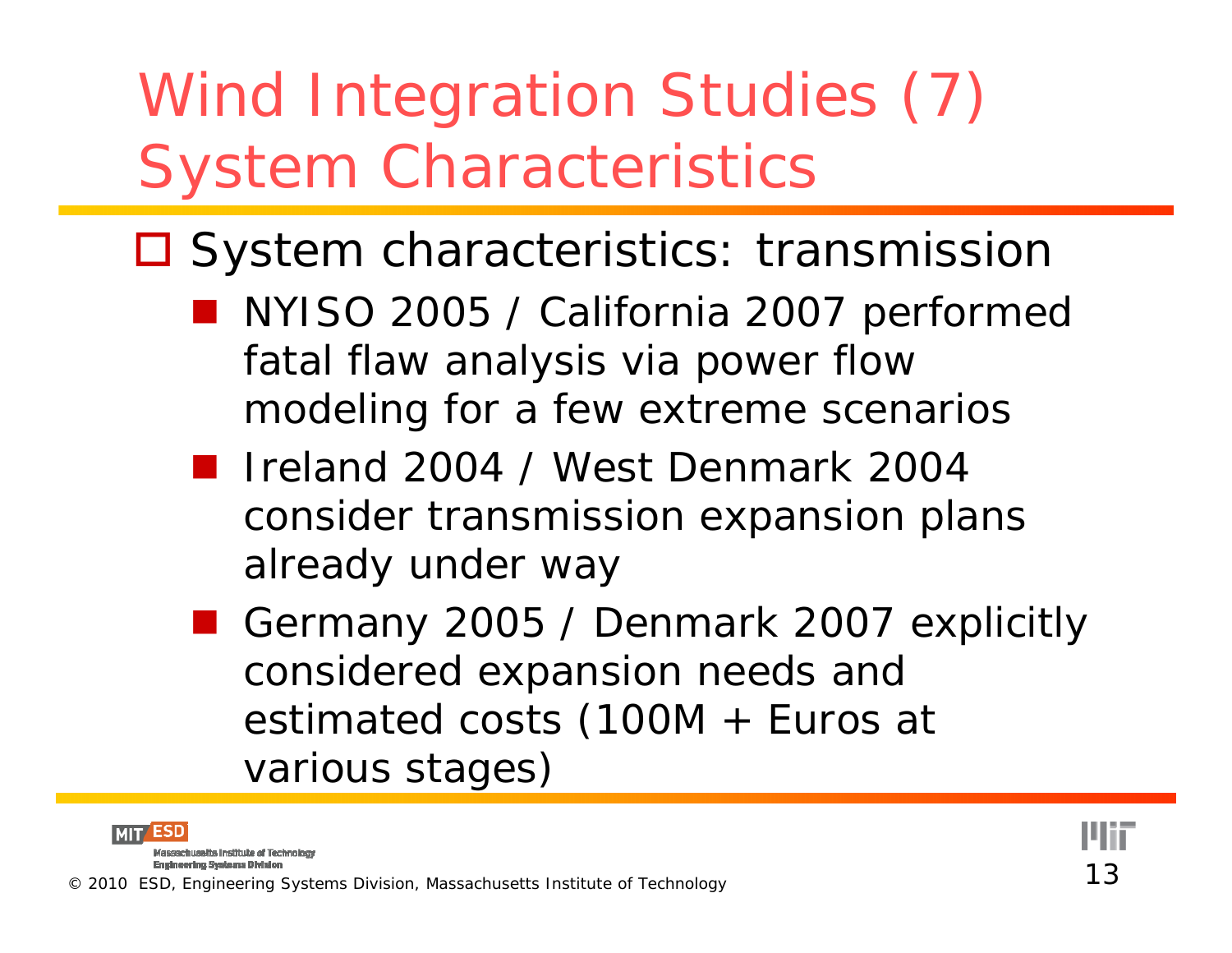# Wind Integration Studies (7) System Characteristics

- System characteristics: transmission
  - NYISO 2005 / California 2007 performed fatal flaw analysis via power flow modeling for a few extreme scenarios
  - Ireland 2004 / West Denmark 2004 consider transmission expansion plans already under way
  - Germany 2005 / Denmark 2007 explicitly considered expansion needs and estimated costs (100M + Euros at various stages)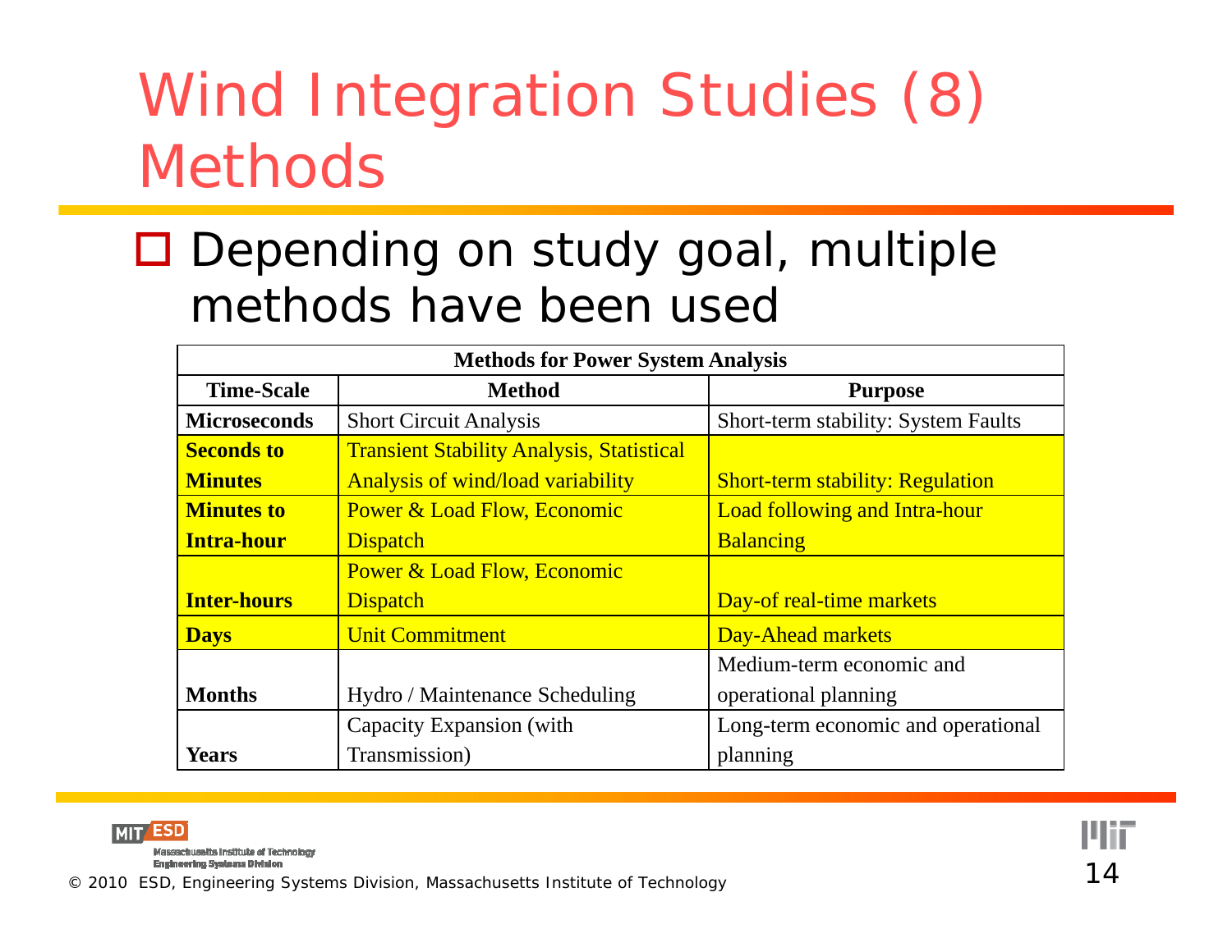# Wind Integration Studies (8) Methods

- Depending on study goal, multiple methods have been used

| Methods for Power System Analysis | | |
|---|---|---|
| **Time-Scale** | **Method** | **Purpose** |
| **Microseconds** | Short Circuit Analysis | Short-term stability: System Faults |
| **Seconds to Minutes** | Transient Stability Analysis, Statistical Analysis of wind/load variability | Short-term stability: Regulation |
| **Minutes to Intra-hour** | Power & Load Flow, Economic Dispatch | Load following and Intra-hour Balancing |
| **Inter-hours** | Power & Load Flow, Economic Dispatch | Day-of real-time markets |
| **Days** | Unit Commitment | Day-Ahead markets |
| **Months** | Hydro / Maintenance Scheduling | Medium-term economic and operational planning |
| **Years** | Capacity Expansion (with Transmission) | Long-term economic and operational planning |

© 2010 ESD, Engineering Systems Division, Massachusetts Institute of Technology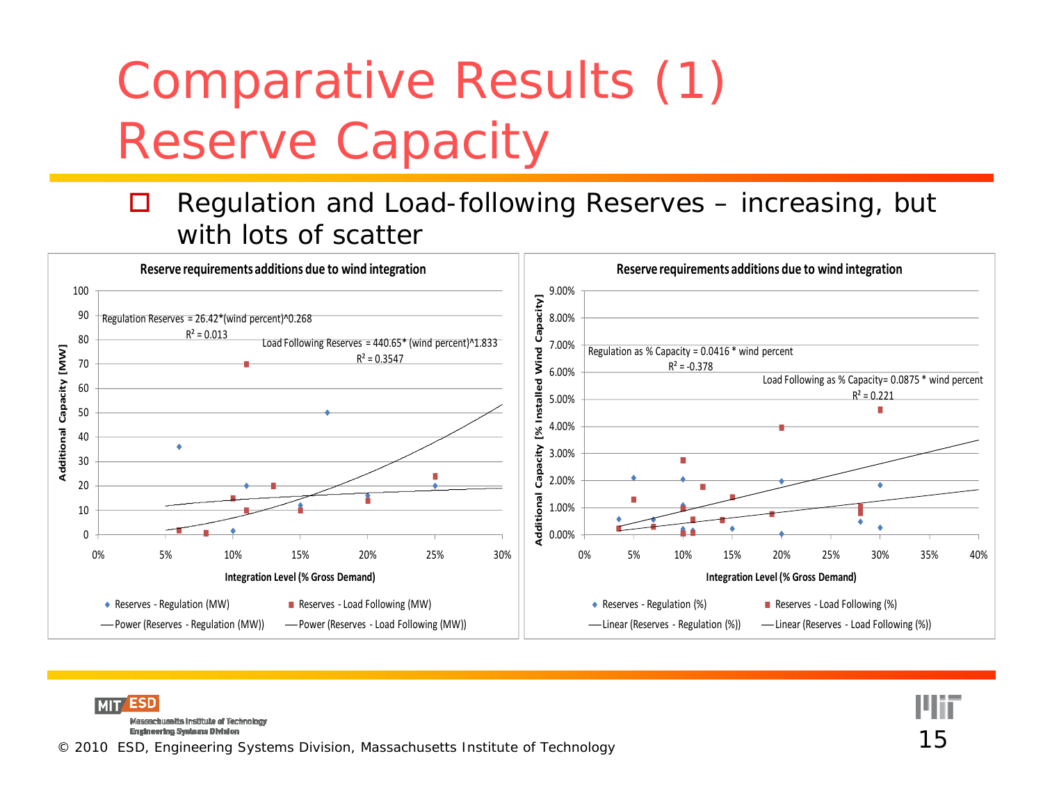# Comparative Results (1) Reserve Capacity

- Regulation and Load-following Reserves – increasing, but with lots of scatter

**Reserve requirements additions due to wind integration**

Regulation Reserves = 26.42*(wind percent)^0.268
$R^2 = 0.013$

Load Following Reserves = 440.65* (wind percent)^1.833
$R^2 = 0.3547$

Additional Capacity [MW] vs. Integration Level (% Gross Demand)

- Reserves - Regulation (MW)
- Reserves - Load Following (MW)
- Power (Reserves - Regulation (MW))
- Power (Reserves - Load Following (MW))

**Reserve requirements additions due to wind integration**

Regulation as % Capacity = 0.0416 * wind percent
$R^2 = -0.378$

Load Following as % Capacity= 0.0875 * wind percent
$R^2 = 0.221$

Additional Capacity [% Installed Wind Capacity] vs. Integration Level (% Gross Demand)

- Reserves - Regulation (%)
- Reserves - Load Following (%)
- Linear (Reserves - Regulation (%))
- Linear (Reserves - Load Following (%))

© 2010 ESD, Engineering Systems Division, Massachusetts Institute of Technology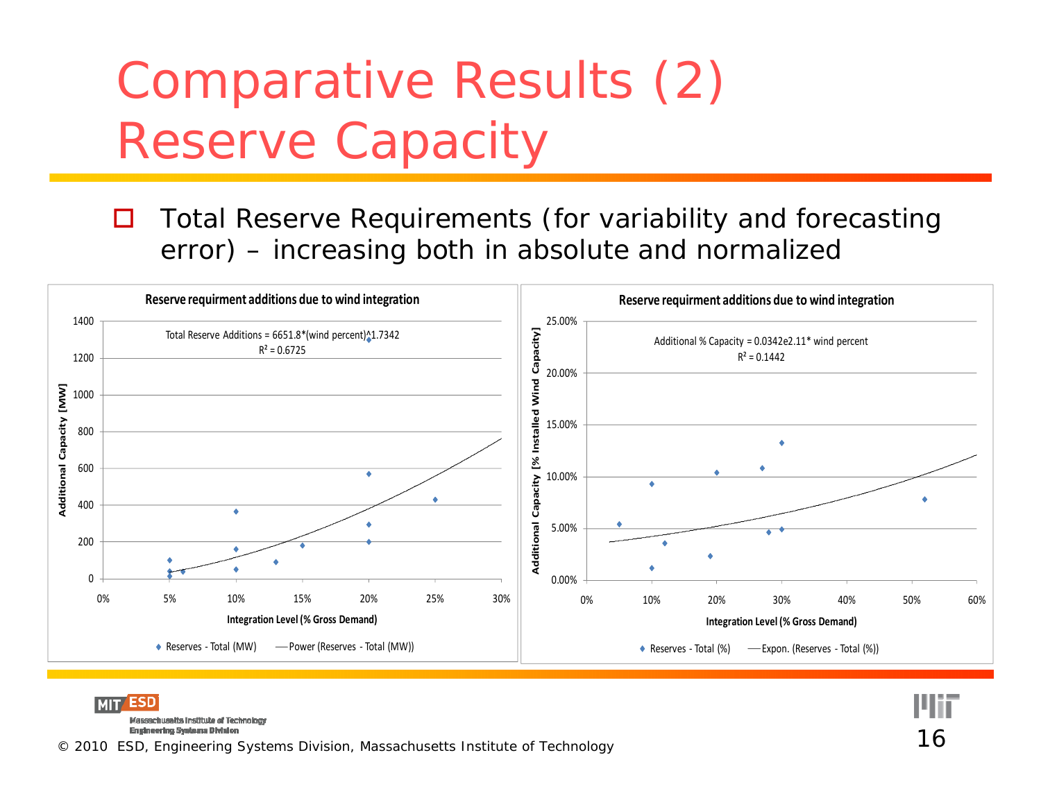# Comparative Results (2) Reserve Capacity

- Total Reserve Requirements (for variability and forecasting error) – increasing both in absolute and normalized

**Reserve requirment additions due to wind integration**

Total Reserve Additions = 6651.8*(wind percent)^1.7342
$R^2 = 0.6725$

Additional Capacity [MW] vs. Integration Level (% Gross Demand)

◆ Reserves - Total (MW) —— Power (Reserves - Total (MW))

**Reserve requirment additions due to wind integration**

Additional % Capacity = 0.0342e2.11* wind percent
$R^2 = 0.1442$

Additional Capacity [% Installed Wind Capacity] vs. Integration Level (% Gross Demand)

◆ Reserves - Total (%) —— Expon. (Reserves - Total (%))

© 2010 ESD, Engineering Systems Division, Massachusetts Institute of Technology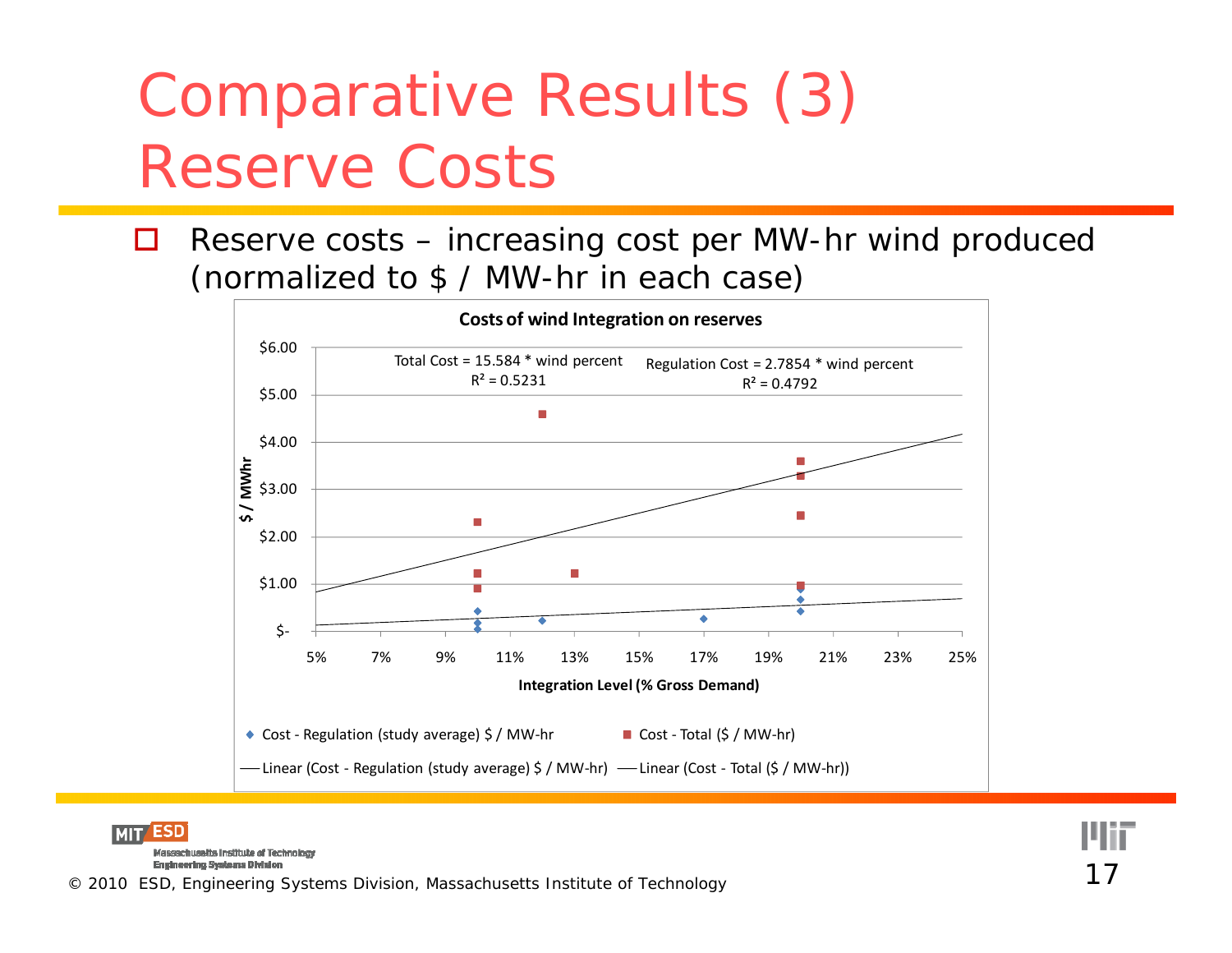# Comparative Results (3) Reserve Costs

- Reserve costs – increasing cost per MW-hr wind produced (normalized to $ / MW-hr in each case)

**Costs of wind Integration on reserves**

Total Cost = 15.584 * wind percent
$R^2 = 0.5231$

Regulation Cost = 2.7854 * wind percent
$R^2 = 0.4792$

$ / MWhr

$6.00, $5.00, $4.00, $3.00, $2.00, $1.00, $-

5%, 7%, 9%, 11%, 13%, 15%, 17%, 19%, 21%, 23%, 25%

**Integration Level (% Gross Demand)**

◆ Cost - Regulation (study average) $ / MW-hr ■ Cost - Total ($ / MW-hr)

— Linear (Cost - Regulation (study average) $ / MW-hr) — Linear (Cost - Total ($ / MW-hr))

© 2010 ESD, Engineering Systems Division, Massachusetts Institute of Technology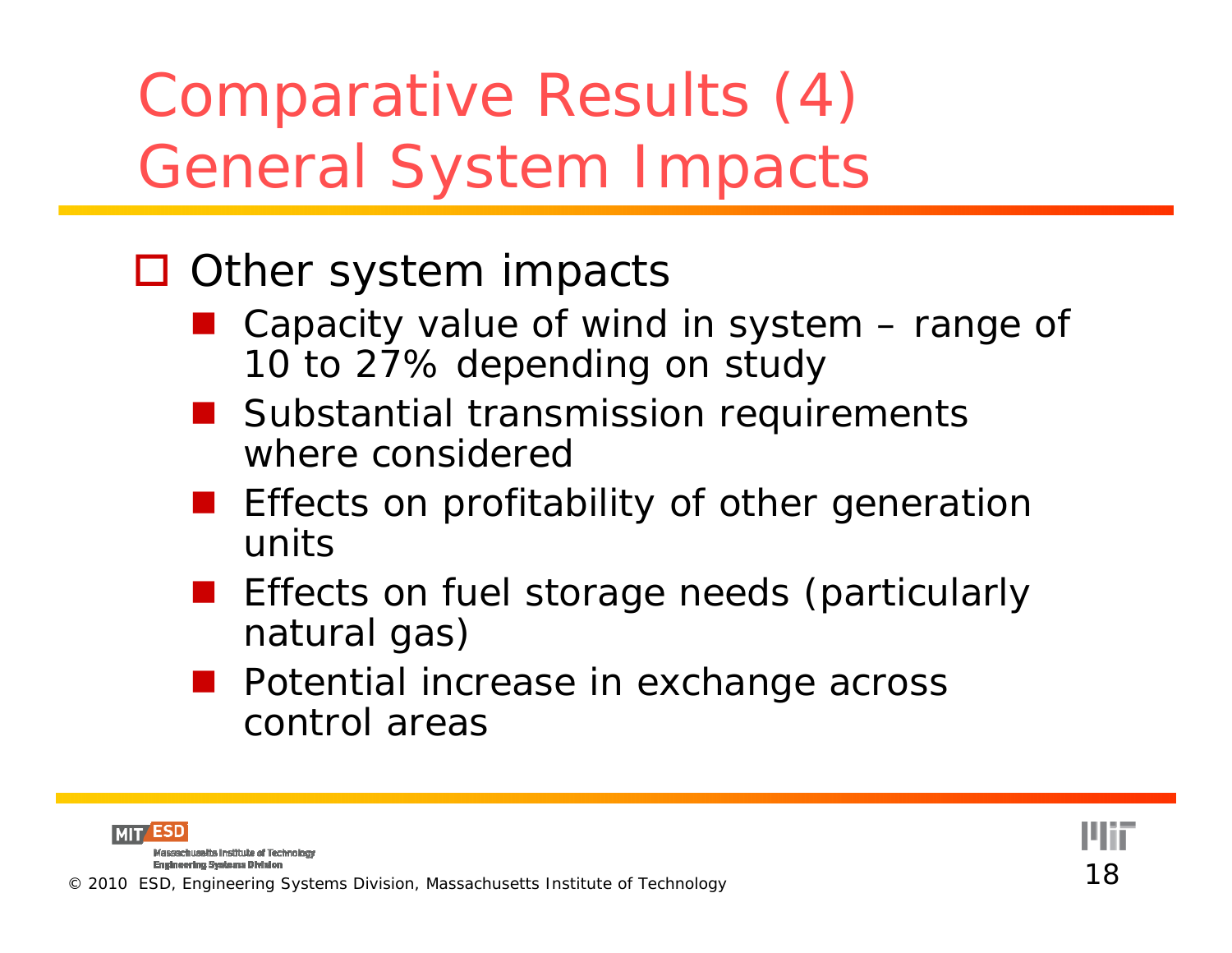# Comparative Results (4)
# General System Impacts

- Other system impacts
  - Capacity value of wind in system – range of 10 to 27% depending on study
  - Substantial transmission requirements where considered
  - Effects on profitability of other generation units
  - Effects on fuel storage needs (particularly natural gas)
  - Potential increase in exchange across control areas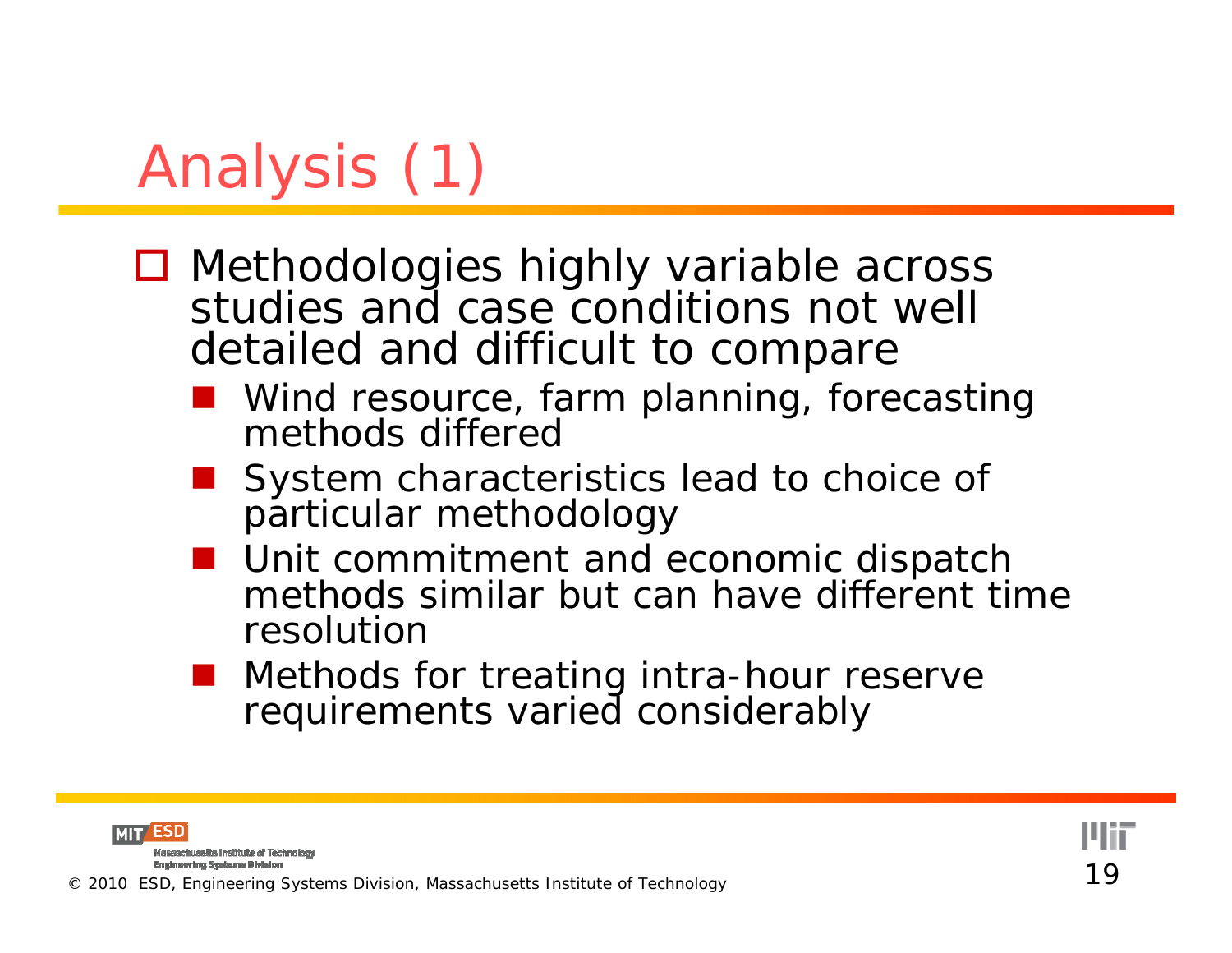# Analysis (1)

- Methodologies highly variable across studies and case conditions not well detailed and difficult to compare
  - Wind resource, farm planning, forecasting methods differed
  - System characteristics lead to choice of particular methodology
  - Unit commitment and economic dispatch methods similar but can have different time resolution
  - Methods for treating intra-hour reserve requirements varied considerably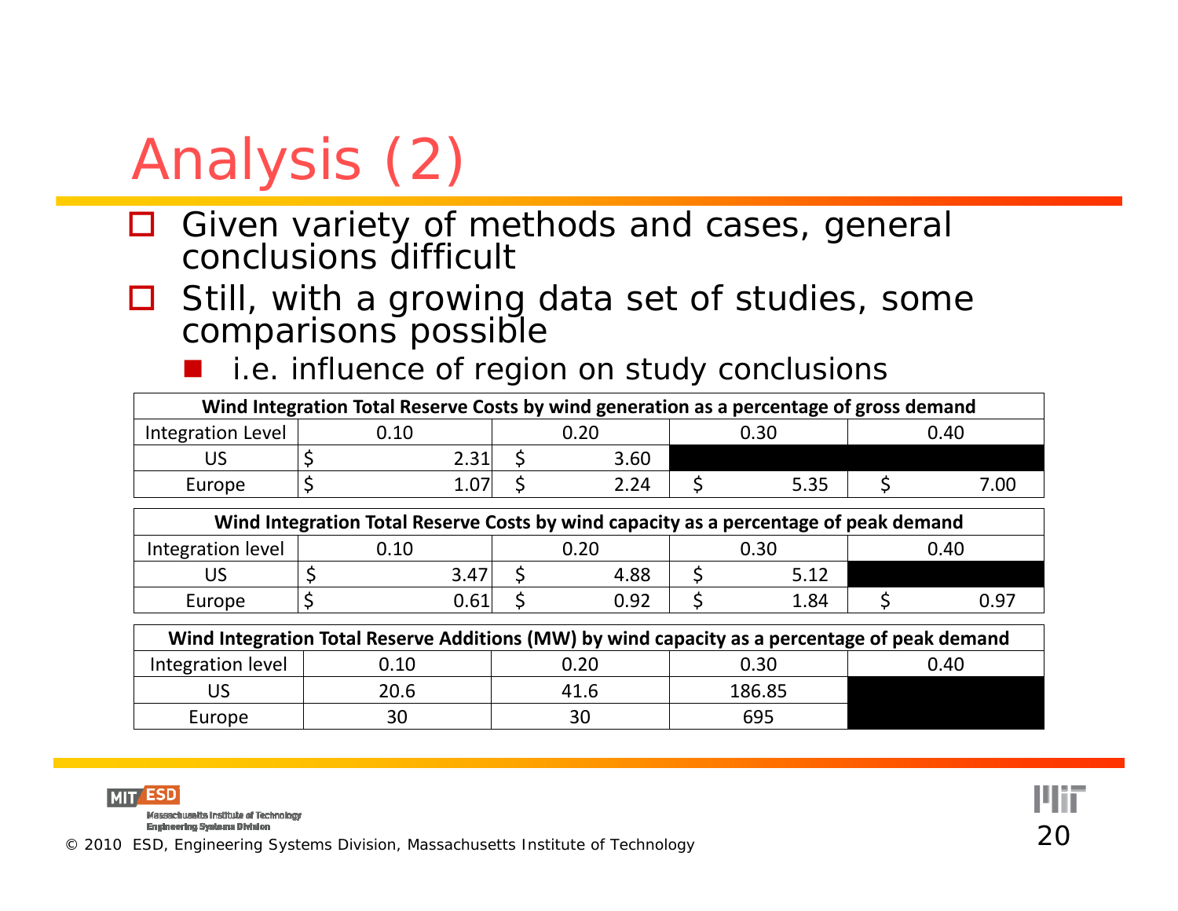# Analysis (2)

- Given variety of methods and cases, general conclusions difficult
- Still, with a growing data set of studies, some comparisons possible
  - i.e. influence of region on study conclusions

| Wind Integration Total Reserve Costs by wind generation as a percentage of gross demand | | | | |
|---|---|---|---|---|
| Integration Level | 0.10 | 0.20 | 0.30 | 0.40 |
| US | $ 2.31 | $ 3.60 | | |
| Europe | $ 1.07 | $ 2.24 | $ 5.35 | $ 7.00 |

| Wind Integration Total Reserve Costs by wind capacity as a percentage of peak demand | | | | |
|---|---|---|---|---|
| Integration level | 0.10 | 0.20 | 0.30 | 0.40 |
| US | $ 3.47 | $ 4.88 | $ 5.12 | |
| Europe | $ 0.61 | $ 0.92 | $ 1.84 | $ 0.97 |

| Wind Integration Total Reserve Additions (MW) by wind capacity as a percentage of peak demand | | | | |
|---|---|---|---|---|
| Integration level | 0.10 | 0.20 | 0.30 | 0.40 |
| US | 20.6 | 41.6 | 186.85 | |
| Europe | 30 | 30 | 695 | |

© 2010 ESD, Engineering Systems Division, Massachusetts Institute of Technology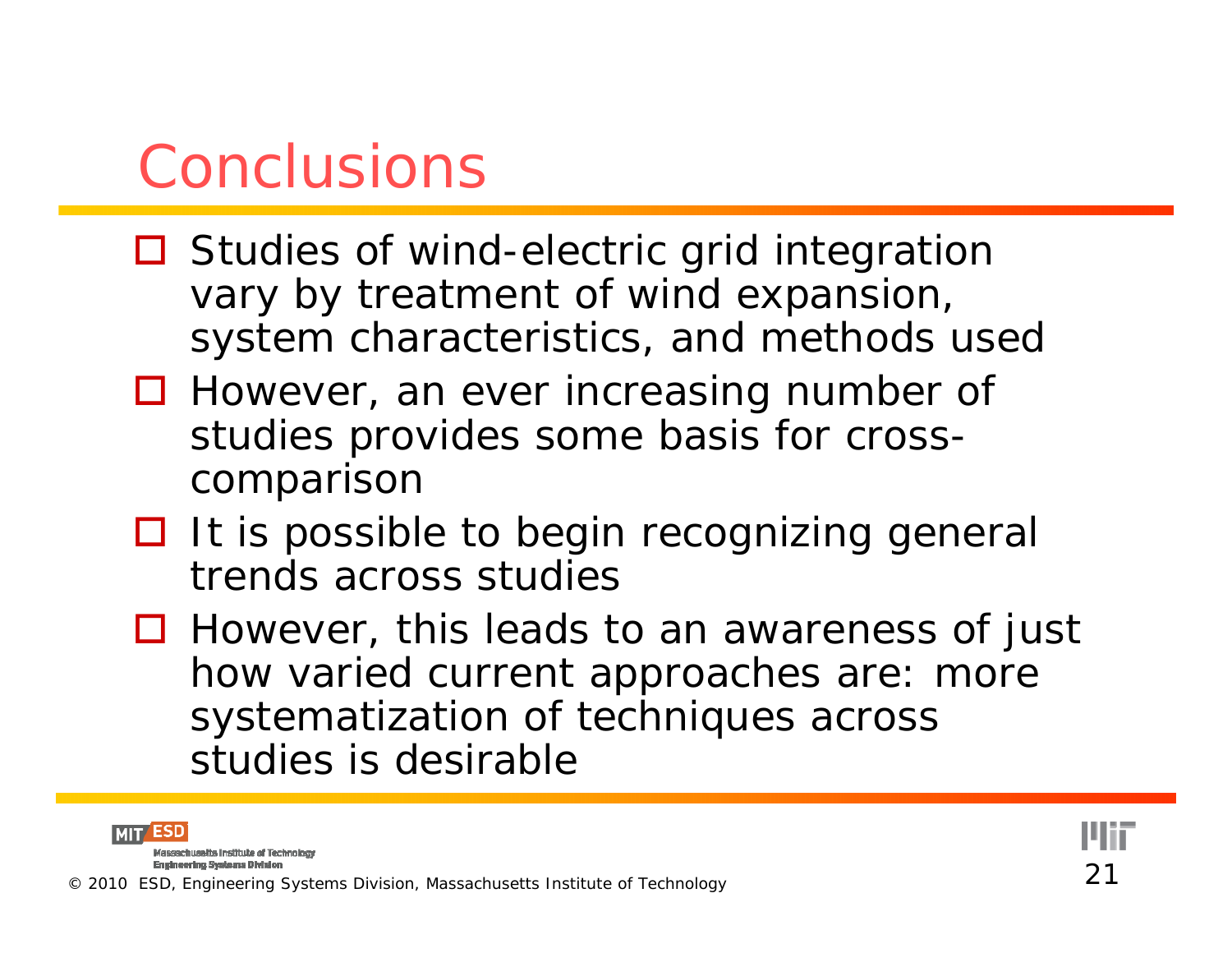# Conclusions

- Studies of wind-electric grid integration vary by treatment of wind expansion, system characteristics, and methods used
- However, an ever increasing number of studies provides some basis for cross-comparison
- It is possible to begin recognizing general trends across studies
- However, this leads to an awareness of just how varied current approaches are: more systematization of techniques across studies is desirable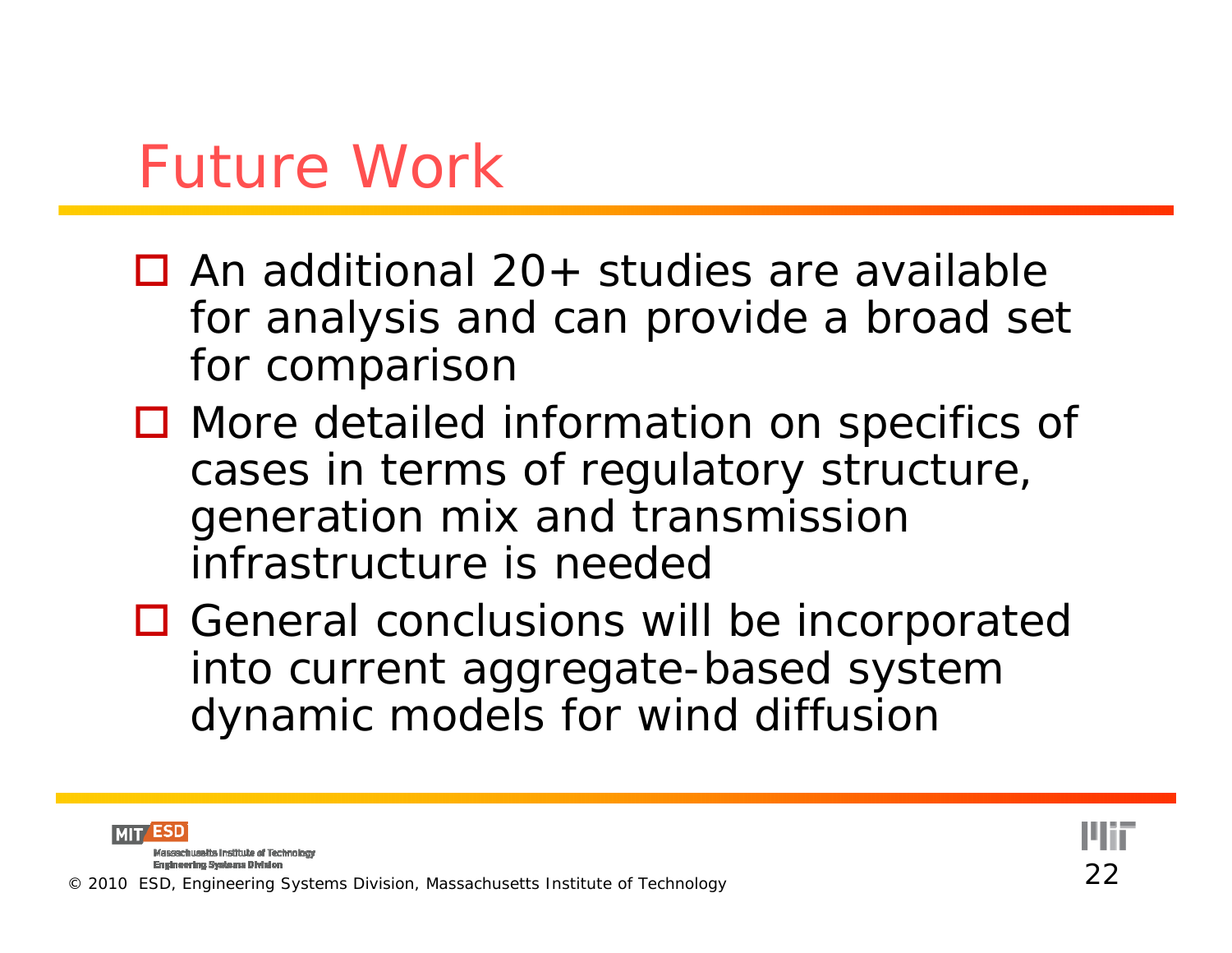# Future Work

- An additional 20+ studies are available for analysis and can provide a broad set for comparison
- More detailed information on specifics of cases in terms of regulatory structure, generation mix and transmission infrastructure is needed
- General conclusions will be incorporated into current aggregate-based system dynamic models for wind diffusion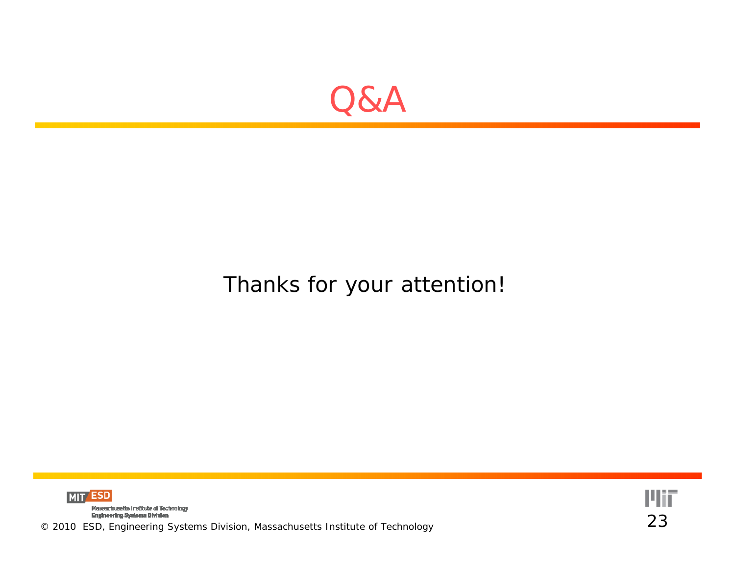# Q&A

Thanks for your attention!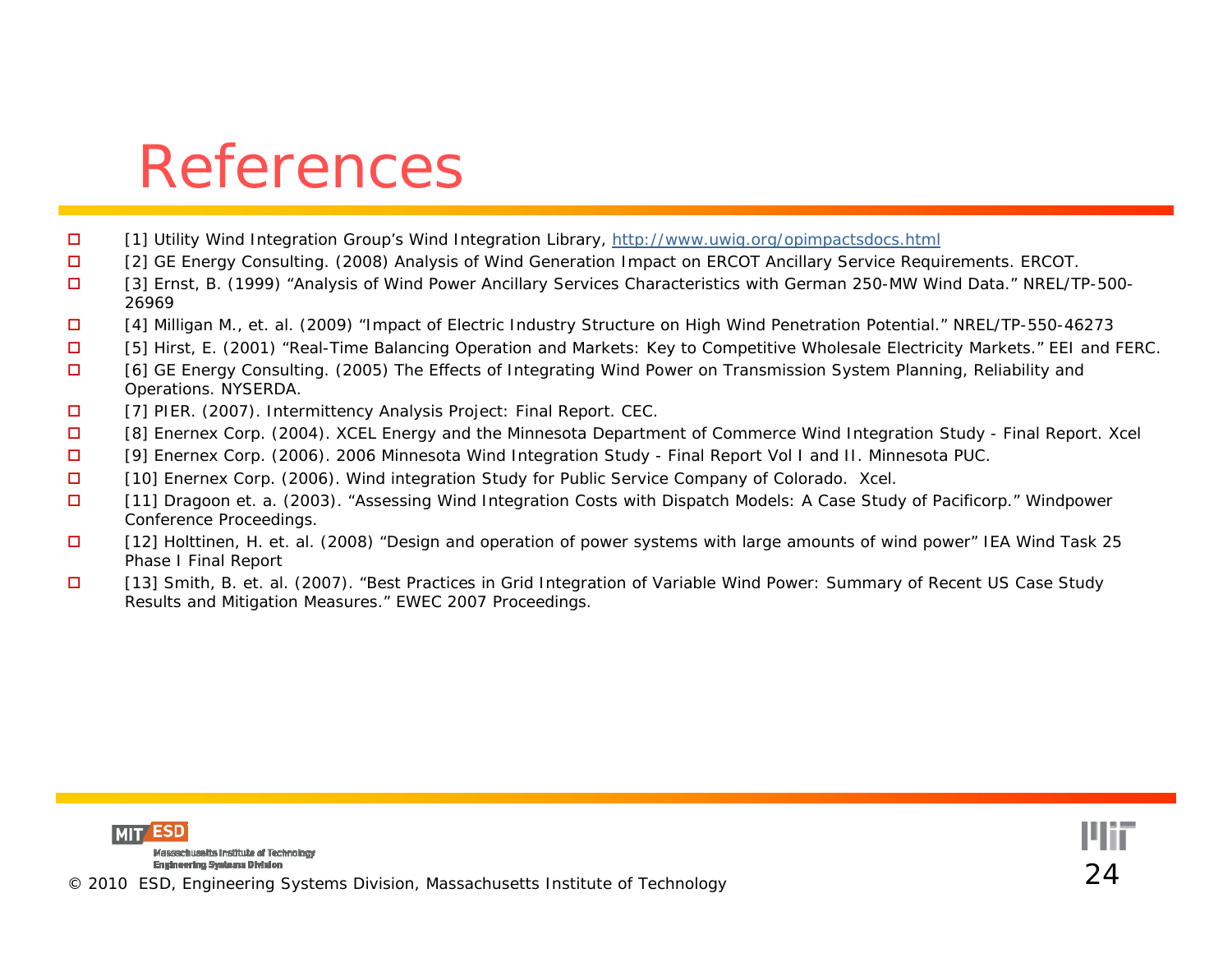# References

- [1] Utility Wind Integration Group's Wind Integration Library, http://www.uwig.org/opimpactsdocs.html
- [2] GE Energy Consulting. (2008) Analysis of Wind Generation Impact on ERCOT Ancillary Service Requirements. ERCOT.
- [3] Ernst, B. (1999) "Analysis of Wind Power Ancillary Services Characteristics with German 250-MW Wind Data." NREL/TP-500-26969
- [4] Milligan M., et. al. (2009) "Impact of Electric Industry Structure on High Wind Penetration Potential." NREL/TP-550-46273
- [5] Hirst, E. (2001) "Real-Time Balancing Operation and Markets: Key to Competitive Wholesale Electricity Markets." EEI and FERC.
- [6] GE Energy Consulting. (2005) The Effects of Integrating Wind Power on Transmission System Planning, Reliability and Operations. NYSERDA.
- [7] PIER. (2007). Intermittency Analysis Project: Final Report. CEC.
- [8] Enernex Corp. (2004). XCEL Energy and the Minnesota Department of Commerce Wind Integration Study - Final Report. Xcel
- [9] Enernex Corp. (2006). 2006 Minnesota Wind Integration Study - Final Report Vol I and II. Minnesota PUC.
- [10] Enernex Corp. (2006). Wind integration Study for Public Service Company of Colorado. Xcel.
- [11] Dragoon et. a. (2003). "Assessing Wind Integration Costs with Dispatch Models: A Case Study of Pacificorp." Windpower Conference Proceedings.
- [12] Holttinen, H. et. al. (2008) "Design and operation of power systems with large amounts of wind power" IEA Wind Task 25 Phase I Final Report
- [13] Smith, B. et. al. (2007). "Best Practices in Grid Integration of Variable Wind Power: Summary of Recent US Case Study Results and Mitigation Measures." EWEC 2007 Proceedings.